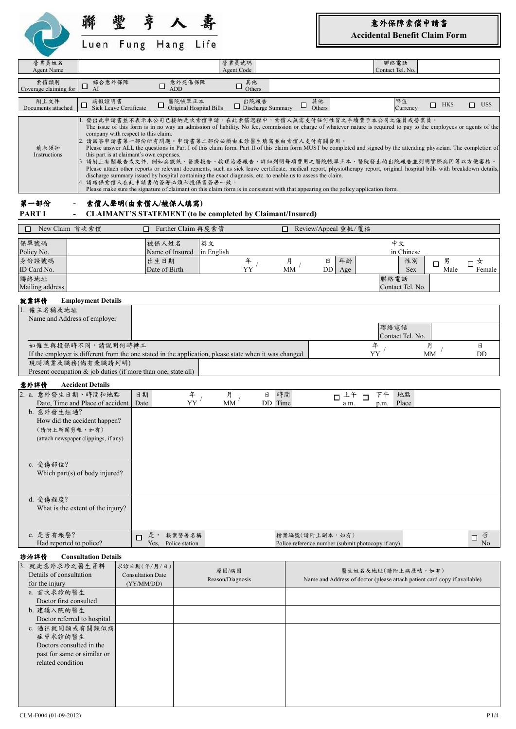聯豐亨人壽
Luen Fung Hang Life

# 意外保障索償申請書
# Accidental Benefit Claim Form

| 營業員姓名 Agent Name | | 營業員號碼 Agent Code | | 聯絡電話 Contact Tel. No. | |
|---|---|---|---|---|---|

| 索償類別 Coverage claiming for | ☐ 綜合意外保障 AI | ☐ 意外死傷保障 ADD | ☐ 其他 Others |
|---|---|---|---|

| 附上文件 Documents attached | ☐ 病假證明書 Sick Leave Certificate | ☐ 醫院帳單正本 Original Hospital Bills | ☐ 出院報告 Discharge Summary | ☐ 其他 Others | | 幣值 Currency | ☐ HK$ | ☐ US$ |
|---|---|---|---|---|---|---|---|---|

**填表須知 Instructions**

1. 發出此申請書並不表示本公司已接納是次索償申請。在此索償過程中，索償人無需支付任何性質之手續費予本公司之僱員或營業員。
   The issue of this form is in no way an admission of liability. No fee, commission or charge of whatever nature is required to pay to the employees or agents of the company with respect to this claim.
2. 請回答申請書第一部份所有問題。申請書第二部份必須由主診醫生填寫並由索償人支付有關費用。
   Please answer ALL the questions in Part I of this claim form. Part II of this claim form MUST be completed and signed by the attending physician. The completion of this part is at claimant's own expenses.
3. 請附上有關報告或文件，例如病假紙、醫療報告、物理治療報告、詳細列明每項費用之醫院帳單正本、醫院發出的出院報告並列明實際病因等以方便審核。
   Please attach other reports or relevant documents, such as sick leave certificate, medical report, physiotherapy report, original hospital bills with breakdown details, discharge summary issued by hospital containing the exact diagnosis, etc. to enable us to assess the claim.
4. 請確保索償人在此申請書的簽署必須和投保書簽署一致。
   Please make sure the signature of claimant on this claim form is in consistent with that appearing on the policy application form.

## 第一部份 - 索償人聲明(由索償人/被保人填寫)
## PART I - CLAIMANT'S STATEMENT (to be completed by Claimant/Insured)

☐ New Claim 首次索償　　☐ Further Claim 再度索償　　☐ Review/Appeal 重批/覆核

| 保單號碼 Policy No. | | 被保人姓名 Name of Insured | 英文 in English | | 中文 in Chinese | |
|---|---|---|---|---|---|---|
| 身份證號碼 ID Card No. | | 出生日期 Date of Birth | 年 YY / 月 MM / 日 DD | 年齡 Age | 性別 Sex | ☐ 男 Male ☐ 女 Female |
| 聯絡地址 Mailing address | | | | | 聯絡電話 Contact Tel. No. | |

### 就業詳情 Employment Details

| 1. 僱主名稱及地址 Name and Address of employer | | |
|---|---|---|
| | 聯絡電話 Contact Tel. No. | |
| 如僱主與投保時不同，請說明何時轉工 If the employer is different from the one stated in the application, please state when it was changed | 年 YY / 月 MM / 日 DD | |
| 現時職業及職務(倘有兼職請列明) Present occupation & job duties (if more than one, state all) | | |

### 意外詳情 Accident Details

| 2. a. 意外發生日期、時間和地點 Date, Time and Place of accident | 日期 Date 年 YY / 月 MM / 日 DD　時間 Time ☐ 上午 a.m. ☐ 下午 p.m.　地點 Place |
|---|---|
| b. 意外發生經過? How did the accident happen? (請附上新聞剪報，如有) (attach newspaper clippings, if any) | |
| c. 受傷部位? Which part(s) of body injured? | |
| d. 受傷程度? What is the extent of the injury? | |
| e. 是否有報警? Had reported to police? | ☐ 是，報案警署名稱 Yes, Police station　檔案編號(請附上副本，如有) Police reference number (submit photocopy if any)　☐ 否 No |

### 診治詳情 Consultation Details

| 3. 就此意外求診之醫生資料 Details of consultation for the injury | 求診日期(年/月/日) Consultation Date (YY/MM/DD) | 原因/病因 Reason/Diagnosis | 醫生姓名及地址(請附上病歷咭，如有) Name and Address of doctor (please attach patient card copy if available) |
|---|---|---|---|
| a. 首次求診的醫生 Doctor first consulted | | | |
| b. 建議入院的醫生 Doctor referred to hospital | | | |
| c. 過往就同類或有關類似病症曾求診的醫生 Doctors consulted in the past for same or similar or related condition | | | |

CLM-F004 (01-09-2012)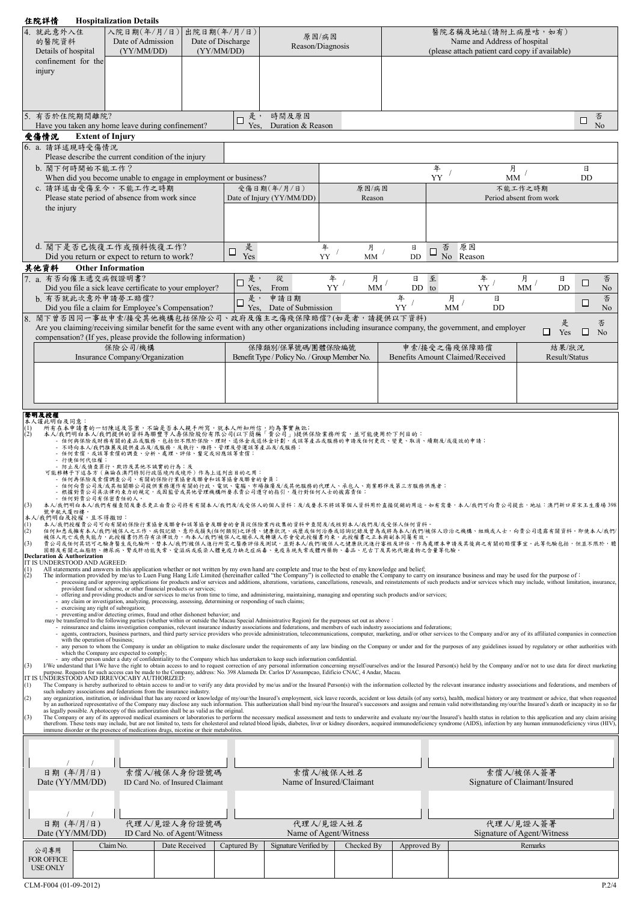## 住院詳情 Hospitalization Details

| 4. 就此意外入住的醫院資料 Details of hospital confinement for the injury | 入院日期(年/月/日) Date of Admission (YY/MM/DD) | 出院日期(年/月/日) Date of Discharge (YY/MM/DD) | 原因/病因 Reason/Diagnosis | 醫院名稱及地址(請附上病歷咭，如有) Name and Address of hospital (please attach patient card copy if available) |
|---|---|---|---|---|
| | | | | |

5. 有否於住院期間離院? Have you taken any home leave during confinement? ☐ 是， Yes, 時間及原因 Duration & Reason ☐ 否 No

## 受傷情況 Extent of Injury

6. a. 請詳述現時受傷情況
Please describe the current condition of the injury

b. 閣下何時開始不能工作？
When did you become unable to engage in employment or business? 年 YY / 月 MM / 日 DD

c. 請詳述由受傷至今，不能工作之時期
Please state period of absence from work since the injury

| 受傷日期(年/月/日) Date of Injury (YY/MM/DD) | 原因/病因 Reason | 不能工作之時期 Period absent from work |
|---|---|---|
| | | |

d. 閣下是否已恢復工作或預料恢復工作?
Did you return or expect to return to work? ☐ 是 Yes 年 YY / 月 MM / 日 DD ☐ 否 No 原因 Reason

## 其他資料 Other Information

7. a. 有否向僱主遞交病假證明書?
Did you file a sick leave certificate to your employer? ☐ 是， Yes, 從 From 年 YY / 月 MM / 日 DD 至 to 年 YY / 月 MM / 日 DD ☐ 否 No

b. 有否就此次意外申請勞工賠償?
Did you file a claim for Employee's Compensation? ☐ 是， Yes, 申請日期 Date of Submission 年 YY / 月 MM / 日 DD ☐ 否 No

8. 閣下曾否因同一事故申索/接受其他機構包括保險公司、政府及僱主之傷殘保障賠償?(如是者，請提供以下資料)
Are you claiming/receiving similar benefit for the same event with any other organizations including insurance company, the government, and employer compensation? (If yes, please provide the following information) ☐ 是 Yes ☐ 否 No

| 保險公司/機構 Insurance Company/Organization | 保障類別/保單號碼/團體保險編號 Benefit Type / Policy No. / Group Member No. | 申索/接受之傷殘保障賠償 Benefits Amount Claimed/Received | 結果/狀況 Result/Status |
|---|---|---|---|
| | | | |

## 聲明及授權

本人謹此明白及同意：

(1) 所有在本申請書的一切陳述及答案，不論是否本人親手所寫，就本人所知所信，均為事實無訛；

(2) 本人/我們明白本人/我們提供的資料為聯豐亨人壽保險股份有限公司(以下簡稱「貴公司」)提供保險業務所需，並可能使用於下列目的：
- 任何與保險或財務有關的產品或服務，包括但不限於保險、理財、退休金或退休金計劃，或該等產品或服務的申請及任何更改、變更、取消、續期及/或復效的申請；
- 不時向本人/我們推薦及提供產品及/或服務，及執行、維持、管理及營運該等產品及/或服務；
- 任何索償，或該等索償的調查、分析、處理、評估、釐定或回應該等索償；
- 行使任何代位權；
- 防止及/或偵查罪行、欺詐及其他不誠實的行為；及

可能移轉予下述各方(無論在澳門特別行政區境內或境外)作為上述列出目的之用：
- 任何再保險及索償調查公司，有關的保險行業協會及聯會和該等協會及聯會的會員；
- 任何向貴公司及/或其相關聯公司提供業務運作有關的行政、電訊、電腦、市場推廣及/或其他服務的代理人、承包人、商業夥伴及第三方服務供應者；
- 根據對貴公司具法律約束力的規定，或因監管或其他管理機構所要求貴公司遵守的指引，履行對任何人士的披露責任；
- 任何對貴公司有保密責任的人。

(3) 本人/我們明白本人/我們有權查閱及要求更正由貴公司持有有關本人/我們及/或受保人的個人資料；及/或要求不將該等個人資料用於直接促銷的用途。如有需要，本人/我們可向貴公司提出，地址：澳門新口岸宋玉生廣場398號中航大廈四樓。

本人/我們明白及授權，且不得撤回：

(1) 本人/我們授權貴公司可向有關的保險行業協會及聯會和該等協會及聯會的會員從保險業內收集的資料中查閱及/或核對本人/我們及/或受保人任何資料。

(2) 任何知悉或擁有本人/我們/被保人之工作、病假記錄、意外或損失(任何類別)之詳情、健康狀況、病歷或任何治療或諮詢記錄及曾為或將為本人/我們/被保人診治之機構、組織或人士，向貴公司透露有關資料，即使本人/我們/被保人死亡或喪失能力，此授權書仍然存有法律效力，而本人/我們/被保人之繼承人及轉讓人亦會受此授權書約束。此授權書之正本與副本同屬有效。

(3) 貴公司或任何其認可之驗身醫生或化驗所，替本人/我們/被保人進行所需之醫療評估及測試，並對本人/我們/被保人之健康狀況進行審核及評估，作為處理本申請及其後與之有關的賠償事宜。此等化驗包括，但並不限於，膽固醇及有關之血脂肪、糖尿病、腎或肝功能失常、愛滋病或感染人體免疫力缺乏症病毒、免疫系統失常或體內藥物、毒品、尼古丁及其他代謝產物之含量等化驗。

## Declaration & Authorization

IT IS UNDERSTOOD AND AGREED:

(1) All statements and answers in this application whether or not written by my own hand are complete and true to the best of my knowledge and belief;

(2) The information provided by me/us to Luen Fung Hang Life Limited (hereinafter called "the Company") is collected to enable the Company to carry on insurance business and may be used for the purpose of：
- processing and/or approving applications for products and/or services and additions, alterations, variations, cancellations, renewals, and reinstatements of such products and/or services which may include, without limitation, insurance, provident fund or scheme, or other financial products or services;
- offering and providing products and/or services to me/us from time to time, and administering, maintaining, managing and operating such products and/or services;
- any claim or investigation, analyzing, processing, assessing, determining or responding of such claims;
- exercising any right of subrogation;
- preventing and/or detecting crimes, fraud and other dishonest behavior; and

may be transferred to the following parties (whether within or outside the Macau Special Administrative Region) for the purposes set out as above：
- reinsurance and claims investigation companies, relevant insurance industry associations and federations, and members of such industry associations and federations;
- agents, contractors, business partners, and third party service providers who provide administration, telecommunications, computer, marketing, and/or other services to the Company and/or any of its affiliated companies in connection with the operation of business;
- any person to whom the Company is under an obligation to make disclosure under the requirements of any law binding on the Company or under and for the purposes of any guidelines issued by regulatory or other authorities with which the Company are expected to comply;
- any other person under a duty of confidentiality to the Company which has undertaken to keep such information confidential.

(3) I/We understand that I/We have the right to obtain access to and to request correction of any personal information concerning myself/ourselves and/or the Insured Person(s) held by the Company and/or not to use data for direct marketing purpose. Requests for such access can be made to the Company, address: No. 398 Alameda Dr. Carlos D'Assumpcao, Edificio CNAC, 4 Andar, Macau.

IT IS UNDERSTOOD AND IRREVOCABLY AUTHORIZED:

(1) The Company is hereby authorized to obtain access to and/or to verify any data provided by me/us and/or the Insured Person(s) with the information collected by the relevant insurance industry associations and federations, and members of such industry associations and federations from the insurance industry.

(2) any organization, institution, or individual that has any record or knowledge of my/our/the Insured's employment, sick leave records, accident or loss details (of any sorts), health, medical history or any treatment or advice, that when requested by an authorized representative of the Company may disclose any such information. This authorization shall bind my/our/the Insured's successors and assigns and remain valid notwithstanding my/our/the Insured's death or incapacity in so far as legally possible. A photocopy of this authorization shall be as valid as the original.

(3) The Company or any of its approved medical examiners or laboratories to perform the necessary medical assessment and tests to underwrite and evaluate my/our/the Insured's health status in relation to this application and any claim arising therefrom. These tests may include, but are not limited to, tests for cholesterol and related blood lipids, diabetes, liver or kidney disorders, acquired immunodeficiency syndrome (AIDS), infection by any human immunodeficiency virus (HIV), immune disorder or the presence of medications drugs, nicotine or their metabolites.

| 日期(年/月/日) Date (YY/MM/DD) | 索償人/被保人身份證號碼 ID Card No. of Insured Claimant | 索償人/被保人姓名 Name of Insured/Claimant | 索償人/被保人簽署 Signature of Claimant/Insured |
|---|---|---|---|
| / / | | | |

| 日期(年/月/日) Date (YY/MM/DD) | 代理人/見證人身份證號碼 ID Card No. of Agent/Witness | 代理人/見證人姓名 Name of Agent/Witness | 代理人/見證人簽署 Signature of Agent/Witness |
|---|---|---|---|
| / / | | | |

| 公司專用 FOR OFFICE USE ONLY | Claim No. | Date Received | Captured By | Signature Verified by | Checked By | Approved By | Remarks |
|---|---|---|---|---|---|---|---|
| | | | | | | | |

CLM-F004 (01-09-2012)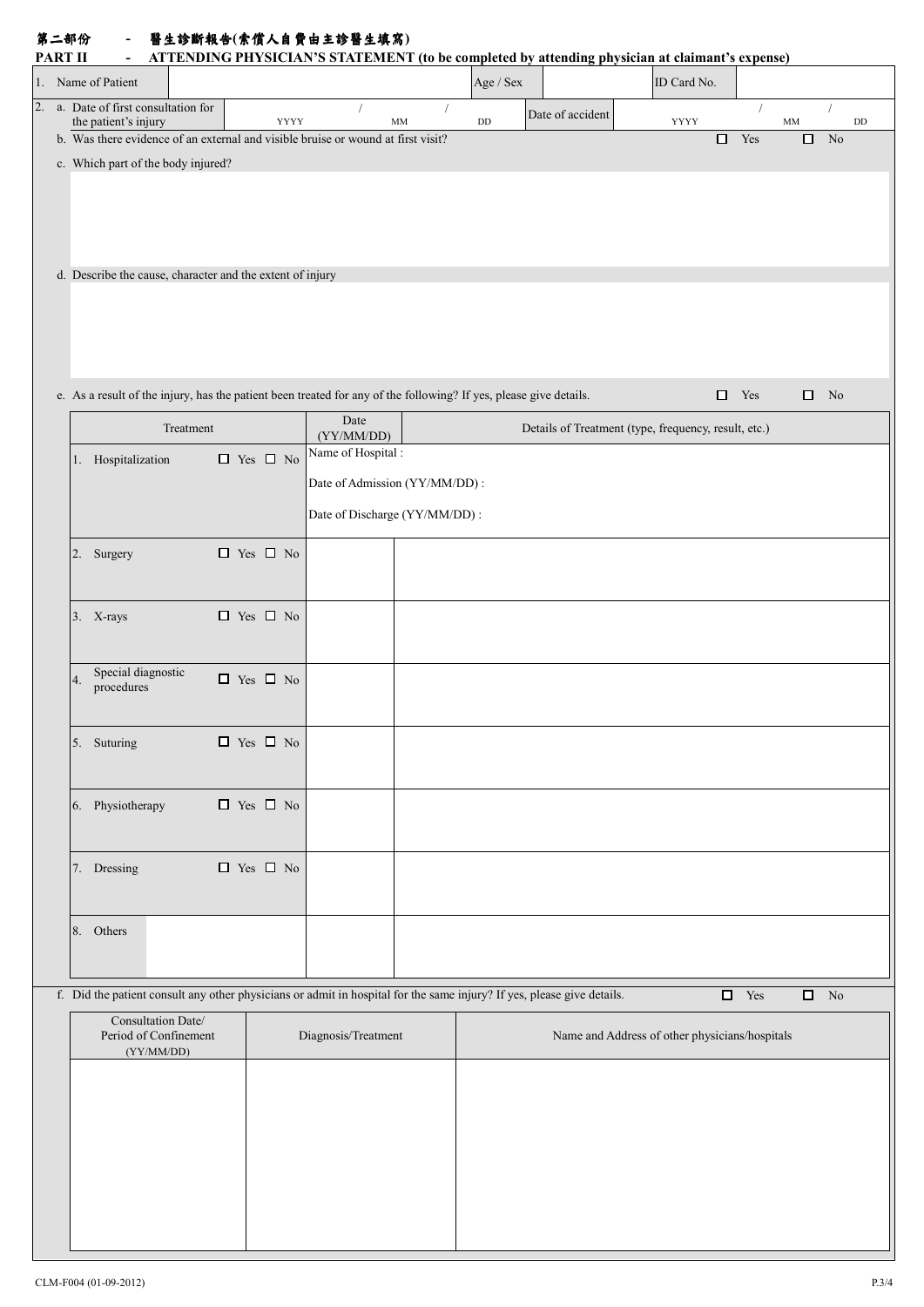## 第二部份 - 醫生診斷報告(索償人自費由主診醫生填寫)

## PART II - ATTENDING PHYSICIAN'S STATEMENT (to be completed by attending physician at claimant's expense)

| 1. Name of Patient | | Age / Sex | | ID Card No. | |
|---|---|---|---|---|---|

2. a. Date of first consultation for the patient's injury: YYYY / MM / DD    Date of accident: YYYY / MM / DD

b. Was there evidence of an external and visible bruise or wound at first visit? ☐ Yes ☐ No

c. Which part of the body injured?

d. Describe the cause, character and the extent of injury

e. As a result of the injury, has the patient been treated for any of the following? If yes, please give details. ☐ Yes ☐ No

| Treatment | | Date (YY/MM/DD) | Details of Treatment (type, frequency, result, etc.) |
|---|---|---|---|
| 1. Hospitalization | ☐ Yes ☐ No | Name of Hospital :<br>Date of Admission (YY/MM/DD) :<br>Date of Discharge (YY/MM/DD) : | |
| 2. Surgery | ☐ Yes ☐ No | | |
| 3. X-rays | ☐ Yes ☐ No | | |
| 4. Special diagnostic procedures | ☐ Yes ☐ No | | |
| 5. Suturing | ☐ Yes ☐ No | | |
| 6. Physiotherapy | ☐ Yes ☐ No | | |
| 7. Dressing | ☐ Yes ☐ No | | |
| 8. Others | | | |

f. Did the patient consult any other physicians or admit in hospital for the same injury? If yes, please give details. ☐ Yes ☐ No

| Consultation Date/ Period of Confinement (YY/MM/DD) | Diagnosis/Treatment | Name and Address of other physicians/hospitals |
|---|---|---|
| | | |

CLM-F004 (01-09-2012)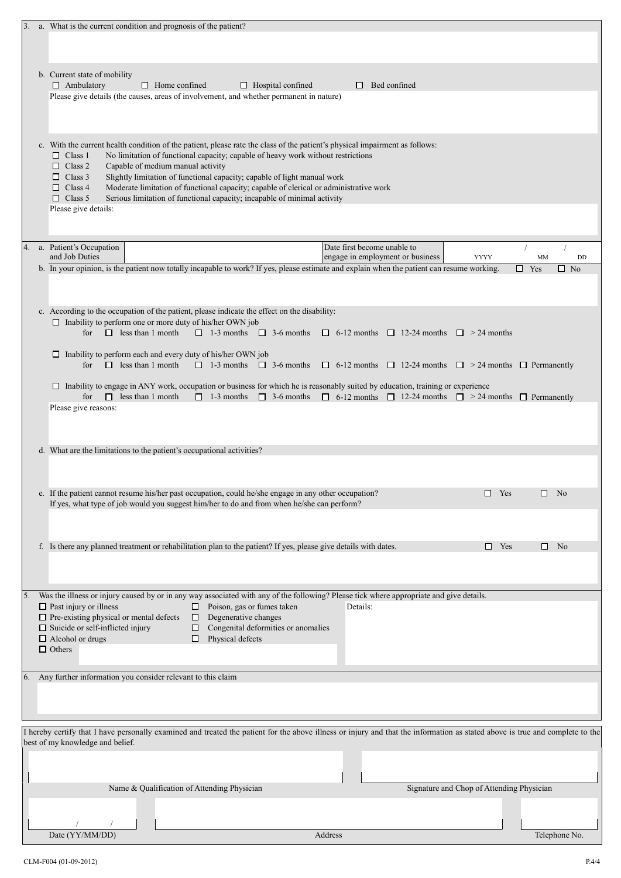3. a. What is the current condition and prognosis of the patient?

b. Current state of mobility

☐ Ambulatory ☐ Home confined ☐ Hospital confined ☐ Bed confined

Please give details (the causes, areas of involvement, and whether permanent in nature)

c. With the current health condition of the patient, please rate the class of the patient's physical impairment as follows:

☐ Class 1 No limitation of functional capacity; capable of heavy work without restrictions
☐ Class 2 Capable of medium manual activity
☐ Class 3 Slightly limitation of functional capacity; capable of light manual work
☐ Class 4 Moderate limitation of functional capacity; capable of clerical or administrative work
☐ Class 5 Serious limitation of functional capacity; incapable of minimal activity

Please give details:

4. a. Patient's Occupation and Job Duties | | Date first become unable to engage in employment or business | YYYY / MM / DD

b. In your opinion, is the patient now totally incapable to work? If yes, please estimate and explain when the patient can resume working. ☐ Yes ☐ No

c. According to the occupation of the patient, please indicate the effect on the disability:

☐ Inability to perform one or more duty of his/her OWN job
for ☐ less than 1 month ☐ 1-3 months ☐ 3-6 months ☐ 6-12 months ☐ 12-24 months ☐ > 24 months

☐ Inability to perform each and every duty of his/her OWN job
for ☐ less than 1 month ☐ 1-3 months ☐ 3-6 months ☐ 6-12 months ☐ 12-24 months ☐ > 24 months ☐ Permanently

☐ Inability to engage in ANY work, occupation or business for which he is reasonably suited by education, training or experience
for ☐ less than 1 month ☐ 1-3 months ☐ 3-6 months ☐ 6-12 months ☐ 12-24 months ☐ > 24 months ☐ Permanently

Please give reasons:

d. What are the limitations to the patient's occupational activities?

e. If the patient cannot resume his/her past occupation, could he/she engage in any other occupation? ☐ Yes ☐ No
If yes, what type of job would you suggest him/her to do and from when he/she can perform?

f. Is there any planned treatment or rehabilitation plan to the patient? If yes, please give details with dates. ☐ Yes ☐ No

5. Was the illness or injury caused by or in any way associated with any of the following? Please tick where appropriate and give details.

☐ Past injury or illness
☐ Pre-existing physical or mental defects
☐ Suicide or self-inflicted injury
☐ Alcohol or drugs
☐ Others
☐ Poison, gas or fumes taken
☐ Degenerative changes
☐ Congenital deformities or anomalies
☐ Physical defects

Details:

6. Any further information you consider relevant to this claim

I hereby certify that I have personally examined and treated the patient for the above illness or injury and that the information as stated above is true and complete to the best of my knowledge and belief.

| | |
|---|---|
| Name & Qualification of Attending Physician | Signature and Chop of Attending Physician |

| | | |
|---|---|---|
| / / Date (YY/MM/DD) | Address | Telephone No. |

CLM-F004 (01-09-2012)